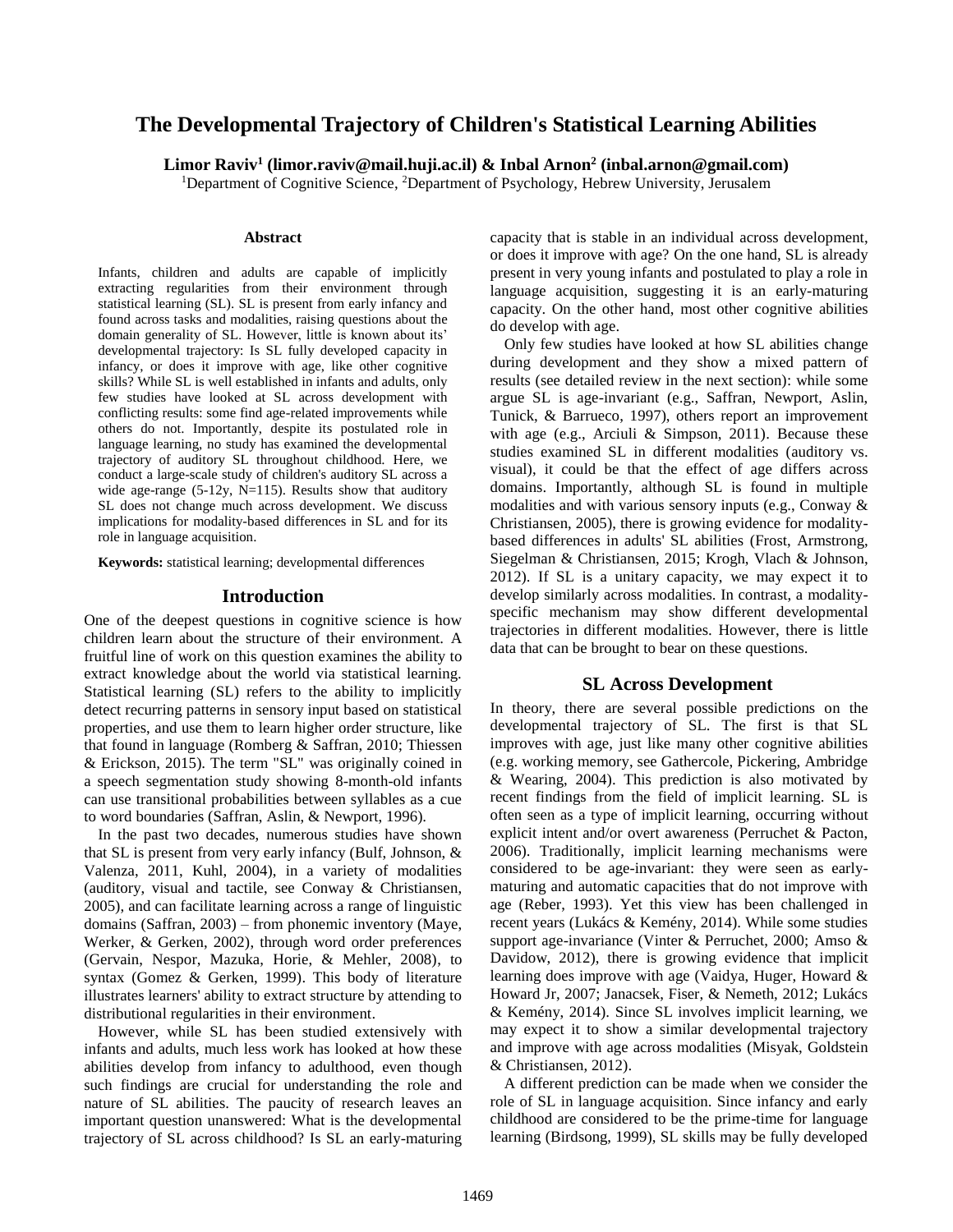# The Developmental Trajectory of Children's Statistical Learning Abilities

**Limor Raviv[1] (limor.raviv@mail.huji.ac.il) & Inbal Arnon[2] (inbal.arnon@gmail.com)**

[1]Department of Cognitive Science, [2]Department of Psychology, Hebrew University, Jerusalem

## Abstract

Infants, children and adults are capable of implicitly extracting regularities from their environment through statistical learning (SL). SL is present from early infancy and found across tasks and modalities, raising questions about the domain generality of SL. However, little is known about its' developmental trajectory: Is SL fully developed capacity in infancy, or does it improve with age, like other cognitive skills? While SL is well established in infants and adults, only few studies have looked at SL across development with conflicting results: some find age-related improvements while others do not. Importantly, despite its postulated role in language learning, no study has examined the developmental trajectory of auditory SL throughout childhood. Here, we conduct a large-scale study of children's auditory SL across a wide age-range (5-12y, N=115). Results show that auditory SL does not change much across development. We discuss implications for modality-based differences in SL and for its role in language acquisition.

**Keywords:** statistical learning; developmental differences

## Introduction

One of the deepest questions in cognitive science is how children learn about the structure of their environment. A fruitful line of work on this question examines the ability to extract knowledge about the world via statistical learning. Statistical learning (SL) refers to the ability to implicitly detect recurring patterns in sensory input based on statistical properties, and use them to learn higher order structure, like that found in language (Romberg & Saffran, 2010; Thiessen & Erickson, 2015). The term "SL" was originally coined in a speech segmentation study showing 8-month-old infants can use transitional probabilities between syllables as a cue to word boundaries (Saffran, Aslin, & Newport, 1996).

In the past two decades, numerous studies have shown that SL is present from very early infancy (Bulf, Johnson, & Valenza, 2011, Kuhl, 2004), in a variety of modalities (auditory, visual and tactile, see Conway & Christiansen, 2005), and can facilitate learning across a range of linguistic domains (Saffran, 2003) – from phonemic inventory (Maye, Werker, & Gerken, 2002), through word order preferences (Gervain, Nespor, Mazuka, Horie, & Mehler, 2008), to syntax (Gomez & Gerken, 1999). This body of literature illustrates learners' ability to extract structure by attending to distributional regularities in their environment.

However, while SL has been studied extensively with infants and adults, much less work has looked at how these abilities develop from infancy to adulthood, even though such findings are crucial for understanding the role and nature of SL abilities. The paucity of research leaves an important question unanswered: What is the developmental trajectory of SL across childhood? Is SL an early-maturing capacity that is stable in an individual across development, or does it improve with age? On the one hand, SL is already present in very young infants and postulated to play a role in language acquisition, suggesting it is an early-maturing capacity. On the other hand, most other cognitive abilities do develop with age.

Only few studies have looked at how SL abilities change during development and they show a mixed pattern of results (see detailed review in the next section): while some argue SL is age-invariant (e.g., Saffran, Newport, Aslin, Tunick, & Barrueco, 1997), others report an improvement with age (e.g., Arciuli & Simpson, 2011). Because these studies examined SL in different modalities (auditory vs. visual), it could be that the effect of age differs across domains. Importantly, although SL is found in multiple modalities and with various sensory inputs (e.g., Conway & Christiansen, 2005), there is growing evidence for modality-based differences in adults' SL abilities (Frost, Armstrong, Siegelman & Christiansen, 2015; Krogh, Vlach & Johnson, 2012). If SL is a unitary capacity, we may expect it to develop similarly across modalities. In contrast, a modality-specific mechanism may show different developmental trajectories in different modalities. However, there is little data that can be brought to bear on these questions.

## SL Across Development

In theory, there are several possible predictions on the developmental trajectory of SL. The first is that SL improves with age, just like many other cognitive abilities (e.g. working memory, see Gathercole, Pickering, Ambridge & Wearing, 2004). This prediction is also motivated by recent findings from the field of implicit learning. SL is often seen as a type of implicit learning, occurring without explicit intent and/or overt awareness (Perruchet & Pacton, 2006). Traditionally, implicit learning mechanisms were considered to be age-invariant: they were seen as early-maturing and automatic capacities that do not improve with age (Reber, 1993). Yet this view has been challenged in recent years (Lukács & Kemény, 2014). While some studies support age-invariance (Vinter & Perruchet, 2000; Amso & Davidow, 2012), there is growing evidence that implicit learning does improve with age (Vaidya, Huger, Howard & Howard Jr, 2007; Janacsek, Fiser, & Nemeth, 2012; Lukács & Kemény, 2014). Since SL involves implicit learning, we may expect it to show a similar developmental trajectory and improve with age across modalities (Misyak, Goldstein & Christiansen, 2012).

A different prediction can be made when we consider the role of SL in language acquisition. Since infancy and early childhood are considered to be the prime-time for language learning (Birdsong, 1999), SL skills may be fully developed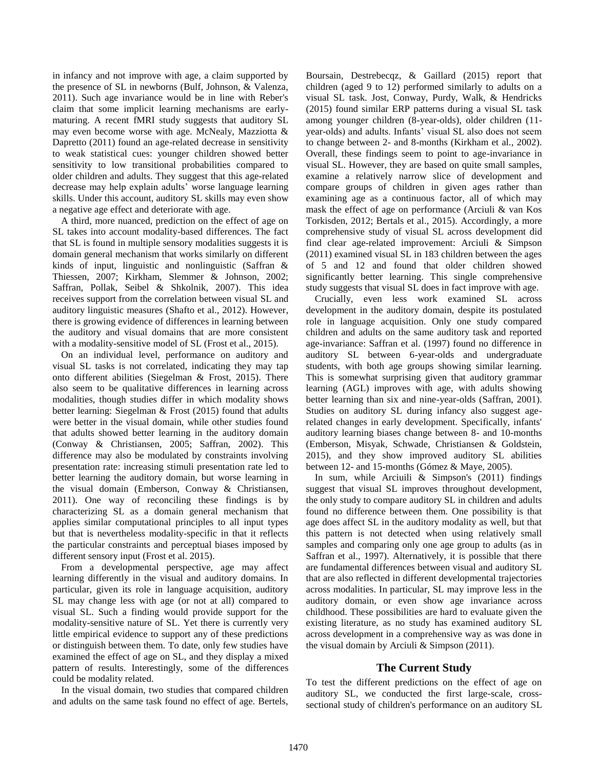in infancy and not improve with age, a claim supported by the presence of SL in newborns (Bulf, Johnson, & Valenza, 2011). Such age invariance would be in line with Reber's claim that some implicit learning mechanisms are early-maturing. A recent fMRI study suggests that auditory SL may even become worse with age. McNealy, Mazziotta & Dapretto (2011) found an age-related decrease in sensitivity to weak statistical cues: younger children showed better sensitivity to low transitional probabilities compared to older children and adults. They suggest that this age-related decrease may help explain adults' worse language learning skills. Under this account, auditory SL skills may even show a negative age effect and deteriorate with age.

A third, more nuanced, prediction on the effect of age on SL takes into account modality-based differences. The fact that SL is found in multiple sensory modalities suggests it is domain general mechanism that works similarly on different kinds of input, linguistic and nonlinguistic (Saffran & Thiessen, 2007; Kirkham, Slemmer & Johnson, 2002; Saffran, Pollak, Seibel & Shkolnik, 2007). This idea receives support from the correlation between visual SL and auditory linguistic measures (Shafto et al., 2012). However, there is growing evidence of differences in learning between the auditory and visual domains that are more consistent with a modality-sensitive model of SL (Frost et al., 2015).

On an individual level, performance on auditory and visual SL tasks is not correlated, indicating they may tap onto different abilities (Siegelman & Frost, 2015). There also seem to be qualitative differences in learning across modalities, though studies differ in which modality shows better learning: Siegelman & Frost (2015) found that adults were better in the visual domain, while other studies found that adults showed better learning in the auditory domain (Conway & Christiansen, 2005; Saffran, 2002). This difference may also be modulated by constraints involving presentation rate: increasing stimuli presentation rate led to better learning the auditory domain, but worse learning in the visual domain (Emberson, Conway & Christiansen, 2011). One way of reconciling these findings is by characterizing SL as a domain general mechanism that applies similar computational principles to all input types but that is nevertheless modality-specific in that it reflects the particular constraints and perceptual biases imposed by different sensory input (Frost et al. 2015).

From a developmental perspective, age may affect learning differently in the visual and auditory domains. In particular, given its role in language acquisition, auditory SL may change less with age (or not at all) compared to visual SL. Such a finding would provide support for the modality-sensitive nature of SL. Yet there is currently very little empirical evidence to support any of these predictions or distinguish between them. To date, only few studies have examined the effect of age on SL, and they display a mixed pattern of results. Interestingly, some of the differences could be modality related.

In the visual domain, two studies that compared children and adults on the same task found no effect of age. Bertels, Boursain, Destrebecqz, & Gaillard (2015) report that children (aged 9 to 12) performed similarly to adults on a visual SL task. Jost, Conway, Purdy, Walk, & Hendricks (2015) found similar ERP patterns during a visual SL task among younger children (8-year-olds), older children (11-year-olds) and adults. Infants' visual SL also does not seem to change between 2- and 8-months (Kirkham et al., 2002). Overall, these findings seem to point to age-invariance in visual SL. However, they are based on quite small samples, examine a relatively narrow slice of development and compare groups of children in given ages rather than examining age as a continuous factor, all of which may mask the effect of age on performance (Arciuli & van Kos Torkisden, 2012; Bertals et al., 2015). Accordingly, a more comprehensive study of visual SL across development did find clear age-related improvement: Arciuli & Simpson (2011) examined visual SL in 183 children between the ages of 5 and 12 and found that older children showed significantly better learning. This single comprehensive study suggests that visual SL does in fact improve with age.

Crucially, even less work examined SL across development in the auditory domain, despite its postulated role in language acquisition. Only one study compared children and adults on the same auditory task and reported age-invariance: Saffran et al. (1997) found no difference in auditory SL between 6-year-olds and undergraduate students, with both age groups showing similar learning. This is somewhat surprising given that auditory grammar learning (AGL) improves with age, with adults showing better learning than six and nine-year-olds (Saffran, 2001). Studies on auditory SL during infancy also suggest age-related changes in early development. Specifically, infants' auditory learning biases change between 8- and 10-months (Emberson, Misyak, Schwade, Christiansen & Goldstein, 2015), and they show improved auditory SL abilities between 12- and 15-months (Gómez & Maye, 2005).

In sum, while Arciuli & Simpson's (2011) findings suggest that visual SL improves throughout development, the only study to compare auditory SL in children and adults found no difference between them. One possibility is that age does affect SL in the auditory modality as well, but that this pattern is not detected when using relatively small samples and comparing only one age group to adults (as in Saffran et al., 1997). Alternatively, it is possible that there are fundamental differences between visual and auditory SL that are also reflected in different developmental trajectories across modalities. In particular, SL may improve less in the auditory domain, or even show age invariance across childhood. These possibilities are hard to evaluate given the existing literature, as no study has examined auditory SL across development in a comprehensive way as was done in the visual domain by Arciuli & Simpson (2011).

## The Current Study

To test the different predictions on the effect of age on auditory SL, we conducted the first large-scale, cross-sectional study of children's performance on an auditory SL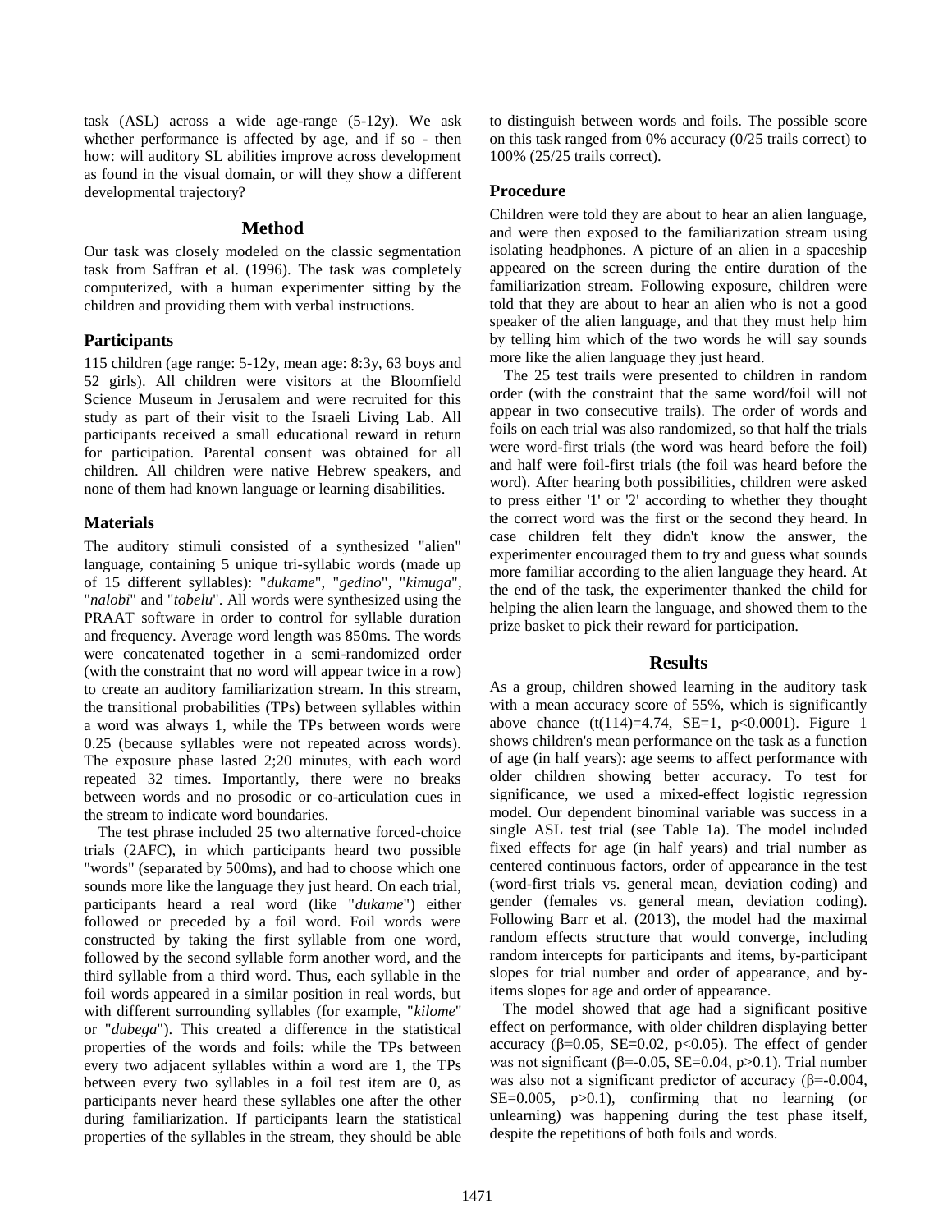task (ASL) across a wide age-range (5-12y). We ask whether performance is affected by age, and if so - then how: will auditory SL abilities improve across development as found in the visual domain, or will they show a different developmental trajectory?

## Method

Our task was closely modeled on the classic segmentation task from Saffran et al. (1996). The task was completely computerized, with a human experimenter sitting by the children and providing them with verbal instructions.

### Participants

115 children (age range: 5-12y, mean age: 8:3y, 63 boys and 52 girls). All children were visitors at the Bloomfield Science Museum in Jerusalem and were recruited for this study as part of their visit to the Israeli Living Lab. All participants received a small educational reward in return for participation. Parental consent was obtained for all children. All children were native Hebrew speakers, and none of them had known language or learning disabilities.

### Materials

The auditory stimuli consisted of a synthesized "alien" language, containing 5 unique tri-syllabic words (made up of 15 different syllables): "*dukame*", "*gedino*", "*kimuga*", "*nalobi*" and "*tobelu*". All words were synthesized using the PRAAT software in order to control for syllable duration and frequency. Average word length was 850ms. The words were concatenated together in a semi-randomized order (with the constraint that no word will appear twice in a row) to create an auditory familiarization stream. In this stream, the transitional probabilities (TPs) between syllables within a word was always 1, while the TPs between words were 0.25 (because syllables were not repeated across words). The exposure phase lasted 2;20 minutes, with each word repeated 32 times. Importantly, there were no breaks between words and no prosodic or co-articulation cues in the stream to indicate word boundaries.

The test phrase included 25 two alternative forced-choice trials (2AFC), in which participants heard two possible "words" (separated by 500ms), and had to choose which one sounds more like the language they just heard. On each trial, participants heard a real word (like "*dukame*") either followed or preceded by a foil word. Foil words were constructed by taking the first syllable from one word, followed by the second syllable form another word, and the third syllable from a third word. Thus, each syllable in the foil words appeared in a similar position in real words, but with different surrounding syllables (for example, "*kilome*" or "*dubega*"). This created a difference in the statistical properties of the words and foils: while the TPs between every two adjacent syllables within a word are 1, the TPs between every two syllables in a foil test item are 0, as participants never heard these syllables one after the other during familiarization. If participants learn the statistical properties of the syllables in the stream, they should be able to distinguish between words and foils. The possible score on this task ranged from 0% accuracy (0/25 trails correct) to 100% (25/25 trails correct).

### Procedure

Children were told they are about to hear an alien language, and were then exposed to the familiarization stream using isolating headphones. A picture of an alien in a spaceship appeared on the screen during the entire duration of the familiarization stream. Following exposure, children were told that they are about to hear an alien who is not a good speaker of the alien language, and that they must help him by telling him which of the two words he will say sounds more like the alien language they just heard.

The 25 test trails were presented to children in random order (with the constraint that the same word/foil will not appear in two consecutive trails). The order of words and foils on each trial was also randomized, so that half the trials were word-first trials (the word was heard before the foil) and half were foil-first trials (the foil was heard before the word). After hearing both possibilities, children were asked to press either '1' or '2' according to whether they thought the correct word was the first or the second they heard. In case children felt they didn't know the answer, the experimenter encouraged them to try and guess what sounds more familiar according to the alien language they heard. At the end of the task, the experimenter thanked the child for helping the alien learn the language, and showed them to the prize basket to pick their reward for participation.

## Results

As a group, children showed learning in the auditory task with a mean accuracy score of 55%, which is significantly above chance ($t(114)=4.74$, $SE=1$, $p<0.0001$). Figure 1 shows children's mean performance on the task as a function of age (in half years): age seems to affect performance with older children showing better accuracy. To test for significance, we used a mixed-effect logistic regression model. Our dependent binominal variable was success in a single ASL test trial (see Table 1a). The model included fixed effects for age (in half years) and trial number as centered continuous factors, order of appearance in the test (word-first trials vs. general mean, deviation coding) and gender (females vs. general mean, deviation coding). Following Barr et al. (2013), the model had the maximal random effects structure that would converge, including random intercepts for participants and items, by-participant slopes for trial number and order of appearance, and by-items slopes for age and order of appearance.

The model showed that age had a significant positive effect on performance, with older children displaying better accuracy ($\beta=0.05$, $SE=0.02$, $p<0.05$). The effect of gender was not significant ($\beta=-0.05$, $SE=0.04$, $p>0.1$). Trial number was also not a significant predictor of accuracy ($\beta=-0.004$, $SE=0.005$, $p>0.1$), confirming that no learning (or unlearning) was happening during the test phase itself, despite the repetitions of both foils and words.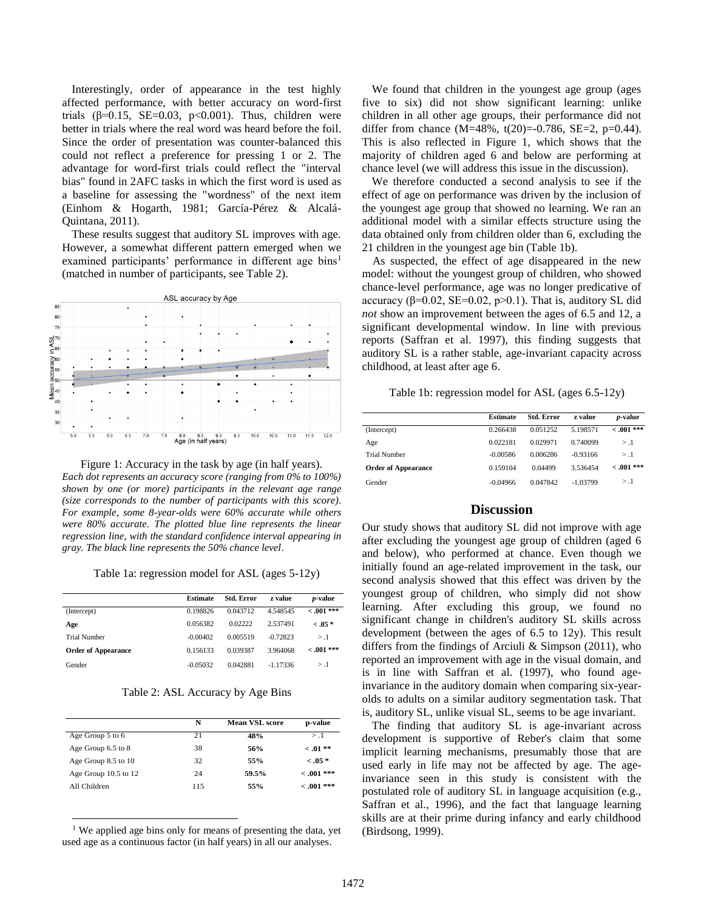Interestingly, order of appearance in the test highly affected performance, with better accuracy on word-first trials ($\beta$=0.15, SE=0.03, p<0.001). Thus, children were better in trials where the real word was heard before the foil. Since the order of presentation was counter-balanced this could not reflect a preference for pressing 1 or 2. The advantage for word-first trials could reflect the "interval bias" found in 2AFC tasks in which the first word is used as a baseline for assessing the "wordness" of the next item (Einhom & Hogarth, 1981; García-Pérez & Alcalá-Quintana, 2011).

These results suggest that auditory SL improves with age. However, a somewhat different pattern emerged when we examined participants' performance in different age bins[1] (matched in number of participants, see Table 2).

Figure 1: Accuracy in the task by age (in half years). *Each dot represents an accuracy score (ranging from 0% to 100%) shown by one (or more) participants in the relevant age range (size corresponds to the number of participants with this score). For example, some 8-year-olds were 60% accurate while others were 80% accurate. The plotted blue line represents the linear regression line, with the standard confidence interval appearing in gray. The black line represents the 50% chance level*.

Table 1a: regression model for ASL (ages 5-12y)

| | Estimate | Std. Error | z value | *p*-value |
|---|---|---|---|---|
| (Intercept) | 0.198826 | 0.043712 | 4.548545 | **< .001 \*\*\*** |
| **Age** | 0.056382 | 0.02222 | 2.537491 | **< .05 \*** |
| Trial Number | -0.00402 | 0.005519 | -0.72823 | > .1 |
| **Order of Appearance** | 0.156133 | 0.039387 | 3.964068 | **< .001 \*\*\*** |
| Gender | -0.05032 | 0.042881 | -1.17336 | > .1 |

Table 2: ASL Accuracy by Age Bins

| | N | Mean VSL score | p-value |
|---|---|---|---|
| Age Group 5 to 6 | 21 | **48%** | > .1 |
| Age Group 6.5 to 8 | 38 | **56%** | **< .01 \*\*** |
| Age Group 8.5 to 10 | 32 | **55%** | **< .05 \*** |
| Age Group 10.5 to 12 | 24 | **59.5%** | **< .001 \*\*\*** |
| All Children | 115 | **55%** | **< .001 \*\*\*** |

[1] We applied age bins only for means of presenting the data, yet used age as a continuous factor (in half years) in all our analyses.

We found that children in the youngest age group (ages five to six) did not show significant learning: unlike children in all other age groups, their performance did not differ from chance (M=48%, t(20)=-0.786, SE=2, p=0.44). This is also reflected in Figure 1, which shows that the majority of children aged 6 and below are performing at chance level (we will address this issue in the discussion).

We therefore conducted a second analysis to see if the effect of age on performance was driven by the inclusion of the youngest age group that showed no learning. We ran an additional model with a similar effects structure using the data obtained only from children older than 6, excluding the 21 children in the youngest age bin (Table 1b).

As suspected, the effect of age disappeared in the new model: without the youngest group of children, who showed chance-level performance, age was no longer predicative of accuracy ($\beta$=0.02, SE=0.02, p>0.1). That is, auditory SL did *not* show an improvement between the ages of 6.5 and 12, a significant developmental window. In line with previous reports (Saffran et al. 1997), this finding suggests that auditory SL is a rather stable, age-invariant capacity across childhood, at least after age 6.

Table 1b: regression model for ASL (ages 6.5-12y)

| | Estimate | Std. Error | z value | *p*-value |
|---|---|---|---|---|
| (Intercept) | 0.266438 | 0.051252 | 5.198571 | **< .001 \*\*\*** |
| Age | 0.022181 | 0.029971 | 0.740099 | > .1 |
| Trial Number | -0.00586 | 0.006286 | -0.93166 | > .1 |
| **Order of Appearance** | 0.159104 | 0.04499 | 3.536454 | **< .001 \*\*\*** |
| Gender | -0.04966 | 0.047842 | -1.03799 | > .1 |

## Discussion

Our study shows that auditory SL did not improve with age after excluding the youngest age group of children (aged 6 and below), who performed at chance. Even though we initially found an age-related improvement in the task, our second analysis showed that this effect was driven by the youngest group of children, who simply did not show learning. After excluding this group, we found no significant change in children's auditory SL skills across development (between the ages of 6.5 to 12y). This result differs from the findings of Arciuli & Simpson (2011), who reported an improvement with age in the visual domain, and is in line with Saffran et al. (1997), who found age-invariance in the auditory domain when comparing six-year-olds to adults on a similar auditory segmentation task. That is, auditory SL, unlike visual SL, seems to be age invariant.

The finding that auditory SL is age-invariant across development is supportive of Reber's claim that some implicit learning mechanisms, presumably those that are used early in life may not be affected by age. The age-invariance seen in this study is consistent with the postulated role of auditory SL in language acquisition (e.g., Saffran et al., 1996), and the fact that language learning skills are at their prime during infancy and early childhood (Birdsong, 1999).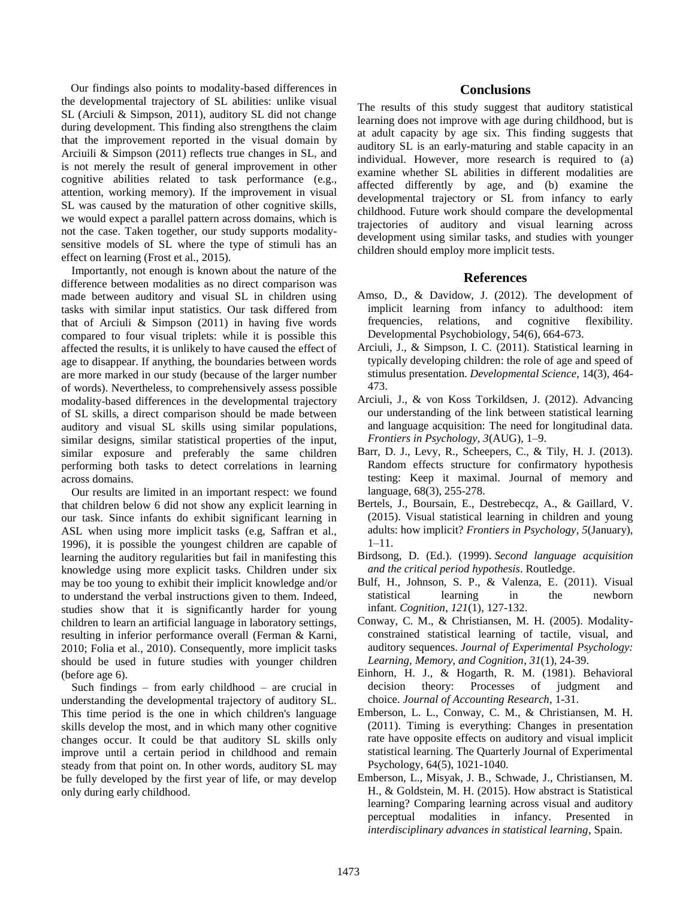Our findings also points to modality-based differences in the developmental trajectory of SL abilities: unlike visual SL (Arciuli & Simpson, 2011), auditory SL did not change during development. This finding also strengthens the claim that the improvement reported in the visual domain by Arciuili & Simpson (2011) reflects true changes in SL, and is not merely the result of general improvement in other cognitive abilities related to task performance (e.g., attention, working memory). If the improvement in visual SL was caused by the maturation of other cognitive skills, we would expect a parallel pattern across domains, which is not the case. Taken together, our study supports modality-sensitive models of SL where the type of stimuli has an effect on learning (Frost et al., 2015).

Importantly, not enough is known about the nature of the difference between modalities as no direct comparison was made between auditory and visual SL in children using tasks with similar input statistics. Our task differed from that of Arciuli & Simpson (2011) in having five words compared to four visual triplets: while it is possible this affected the results, it is unlikely to have caused the effect of age to disappear. If anything, the boundaries between words are more marked in our study (because of the larger number of words). Nevertheless, to comprehensively assess possible modality-based differences in the developmental trajectory of SL skills, a direct comparison should be made between auditory and visual SL skills using similar populations, similar designs, similar statistical properties of the input, similar exposure and preferably the same children performing both tasks to detect correlations in learning across domains.

Our results are limited in an important respect: we found that children below 6 did not show any explicit learning in our task. Since infants do exhibit significant learning in ASL when using more implicit tasks (e.g, Saffran et al., 1996), it is possible the youngest children are capable of learning the auditory regularities but fail in manifesting this knowledge using more explicit tasks. Children under six may be too young to exhibit their implicit knowledge and/or to understand the verbal instructions given to them. Indeed, studies show that it is significantly harder for young children to learn an artificial language in laboratory settings, resulting in inferior performance overall (Ferman & Karni, 2010; Folia et al., 2010). Consequently, more implicit tasks should be used in future studies with younger children (before age 6).

Such findings – from early childhood – are crucial in understanding the developmental trajectory of auditory SL. This time period is the one in which children's language skills develop the most, and in which many other cognitive changes occur. It could be that auditory SL skills only improve until a certain period in childhood and remain steady from that point on. In other words, auditory SL may be fully developed by the first year of life, or may develop only during early childhood.

## Conclusions

The results of this study suggest that auditory statistical learning does not improve with age during childhood, but is at adult capacity by age six. This finding suggests that auditory SL is an early-maturing and stable capacity in an individual. However, more research is required to (a) examine whether SL abilities in different modalities are affected differently by age, and (b) examine the developmental trajectory or SL from infancy to early childhood. Future work should compare the developmental trajectories of auditory and visual learning across development using similar tasks, and studies with younger children should employ more implicit tests.

## References

Amso, D., & Davidow, J. (2012). The development of implicit learning from infancy to adulthood: item frequencies, relations, and cognitive flexibility. Developmental Psychobiology, 54(6), 664-673.

Arciuli, J., & Simpson, I. C. (2011). Statistical learning in typically developing children: the role of age and speed of stimulus presentation. *Developmental Science*, 14(3), 464-473.

Arciuli, J., & von Koss Torkildsen, J. (2012). Advancing our understanding of the link between statistical learning and language acquisition: The need for longitudinal data. *Frontiers in Psychology*, *3*(AUG), 1–9.

Barr, D. J., Levy, R., Scheepers, C., & Tily, H. J. (2013). Random effects structure for confirmatory hypothesis testing: Keep it maximal. Journal of memory and language, 68(3), 255-278.

Bertels, J., Boursain, E., Destrebecqz, A., & Gaillard, V. (2015). Visual statistical learning in children and young adults: how implicit? *Frontiers in Psychology*, *5*(January), 1–11.

Birdsong, D. (Ed.). (1999). *Second language acquisition and the critical period hypothesis*. Routledge.

Bulf, H., Johnson, S. P., & Valenza, E. (2011). Visual statistical learning in the newborn infant. *Cognition*, *121*(1), 127-132.

Conway, C. M., & Christiansen, M. H. (2005). Modality-constrained statistical learning of tactile, visual, and auditory sequences. *Journal of Experimental Psychology: Learning, Memory, and Cognition*, *31*(1), 24-39.

Einhorn, H. J., & Hogarth, R. M. (1981). Behavioral decision theory: Processes of judgment and choice. *Journal of Accounting Research*, 1-31.

Emberson, L. L., Conway, C. M., & Christiansen, M. H. (2011). Timing is everything: Changes in presentation rate have opposite effects on auditory and visual implicit statistical learning. The Quarterly Journal of Experimental Psychology, 64(5), 1021-1040.

Emberson, L., Misyak, J. B., Schwade, J., Christiansen, M. H., & Goldstein, M. H. (2015). How abstract is Statistical learning? Comparing learning across visual and auditory perceptual modalities in infancy. Presented in *interdisciplinary advances in statistical learning*, Spain.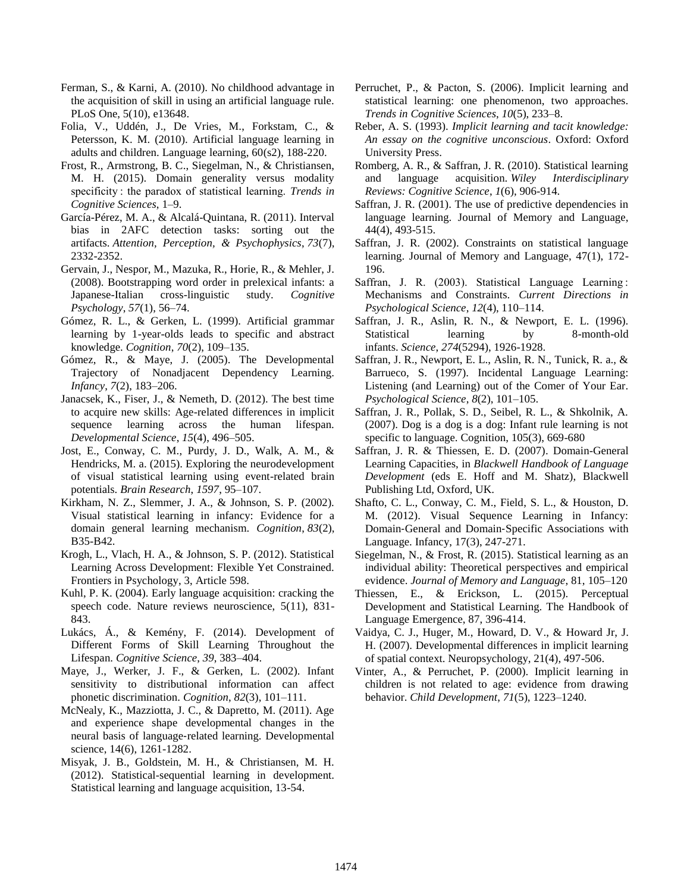Ferman, S., & Karni, A. (2010). No childhood advantage in the acquisition of skill in using an artificial language rule. PLoS One, 5(10), e13648.

Folia, V., Uddén, J., De Vries, M., Forkstam, C., & Petersson, K. M. (2010). Artificial language learning in adults and children. Language learning, 60(s2), 188-220.

Frost, R., Armstrong, B. C., Siegelman, N., & Christiansen, M. H. (2015). Domain generality versus modality specificity : the paradox of statistical learning. *Trends in Cognitive Sciences*, 1–9.

García-Pérez, M. A., & Alcalá-Quintana, R. (2011). Interval bias in 2AFC detection tasks: sorting out the artifacts. *Attention, Perception, & Psychophysics*, *73*(7), 2332-2352.

Gervain, J., Nespor, M., Mazuka, R., Horie, R., & Mehler, J. (2008). Bootstrapping word order in prelexical infants: a Japanese-Italian cross-linguistic study. *Cognitive Psychology*, *57*(1), 56–74.

Gómez, R. L., & Gerken, L. (1999). Artificial grammar learning by 1-year-olds leads to specific and abstract knowledge. *Cognition*, *70*(2), 109–135.

Gómez, R., & Maye, J. (2005). The Developmental Trajectory of Nonadjacent Dependency Learning. *Infancy*, *7*(2), 183–206.

Janacsek, K., Fiser, J., & Nemeth, D. (2012). The best time to acquire new skills: Age-related differences in implicit sequence learning across the human lifespan. *Developmental Science*, *15*(4), 496–505.

Jost, E., Conway, C. M., Purdy, J. D., Walk, A. M., & Hendricks, M. a. (2015). Exploring the neurodevelopment of visual statistical learning using event-related brain potentials. *Brain Research*, *1597*, 95–107.

Kirkham, N. Z., Slemmer, J. A., & Johnson, S. P. (2002). Visual statistical learning in infancy: Evidence for a domain general learning mechanism. *Cognition*, *83*(2), B35-B42.

Krogh, L., Vlach, H. A., & Johnson, S. P. (2012). Statistical Learning Across Development: Flexible Yet Constrained. Frontiers in Psychology, 3, Article 598.

Kuhl, P. K. (2004). Early language acquisition: cracking the speech code. Nature reviews neuroscience, 5(11), 831-843.

Lukács, Á., & Kemény, F. (2014). Development of Different Forms of Skill Learning Throughout the Lifespan. *Cognitive Science*, *39*, 383–404.

Maye, J., Werker, J. F., & Gerken, L. (2002). Infant sensitivity to distributional information can affect phonetic discrimination. *Cognition*, *82*(3), 101–111.

McNealy, K., Mazziotta, J. C., & Dapretto, M. (2011). Age and experience shape developmental changes in the neural basis of language-related learning. Developmental science, 14(6), 1261-1282.

Misyak, J. B., Goldstein, M. H., & Christiansen, M. H. (2012). Statistical-sequential learning in development. Statistical learning and language acquisition, 13-54.

Perruchet, P., & Pacton, S. (2006). Implicit learning and statistical learning: one phenomenon, two approaches. *Trends in Cognitive Sciences*, *10*(5), 233–8.

Reber, A. S. (1993). *Implicit learning and tacit knowledge: An essay on the cognitive unconscious*. Oxford: Oxford University Press.

Romberg, A. R., & Saffran, J. R. (2010). Statistical learning and language acquisition. *Wiley Interdisciplinary Reviews: Cognitive Science*, *1*(6), 906-914.

Saffran, J. R. (2001). The use of predictive dependencies in language learning. Journal of Memory and Language, 44(4), 493-515.

Saffran, J. R. (2002). Constraints on statistical language learning. Journal of Memory and Language, 47(1), 172-196.

Saffran, J. R. (2003). Statistical Language Learning : Mechanisms and Constraints. *Current Directions in Psychological Science*, *12*(4), 110–114.

Saffran, J. R., Aslin, R. N., & Newport, E. L. (1996). Statistical learning by 8-month-old infants. *Science*, *274*(5294), 1926-1928.

Saffran, J. R., Newport, E. L., Aslin, R. N., Tunick, R. a., & Barrueco, S. (1997). Incidental Language Learning: Listening (and Learning) out of the Comer of Your Ear. *Psychological Science*, *8*(2), 101–105.

Saffran, J. R., Pollak, S. D., Seibel, R. L., & Shkolnik, A. (2007). Dog is a dog is a dog: Infant rule learning is not specific to language. Cognition, 105(3), 669-680

Saffran, J. R. & Thiessen, E. D. (2007). Domain-General Learning Capacities, in *Blackwell Handbook of Language Development* (eds E. Hoff and M. Shatz), Blackwell Publishing Ltd, Oxford, UK.

Shafto, C. L., Conway, C. M., Field, S. L., & Houston, D. M. (2012). Visual Sequence Learning in Infancy: Domain‐General and Domain‐Specific Associations with Language. Infancy, 17(3), 247-271.

Siegelman, N., & Frost, R. (2015). Statistical learning as an individual ability: Theoretical perspectives and empirical evidence. *Journal of Memory and Language*, 81, 105–120

Thiessen, E., & Erickson, L. (2015). Perceptual Development and Statistical Learning. The Handbook of Language Emergence, 87, 396-414.

Vaidya, C. J., Huger, M., Howard, D. V., & Howard Jr, J. H. (2007). Developmental differences in implicit learning of spatial context. Neuropsychology, 21(4), 497-506.

Vinter, A., & Perruchet, P. (2000). Implicit learning in children is not related to age: evidence from drawing behavior. *Child Development*, *71*(5), 1223–1240.